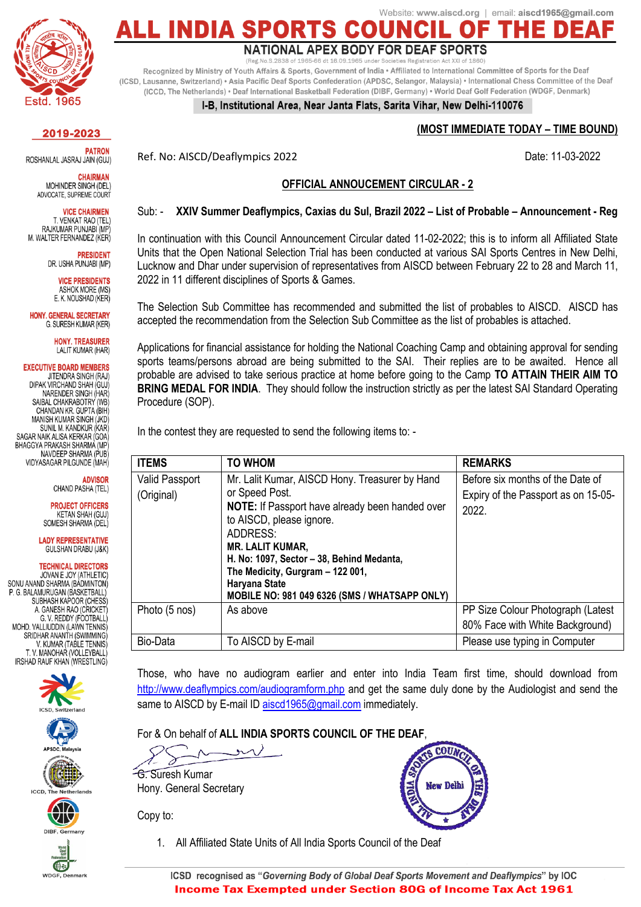Website: www.aiscd.org | email: aiscd1965@gmail.com

# ALL INDIA SPORTS COUNCIL OF THE DEAF

## NATIONAL APEX BODY FOR DEAF SPORTS

(Reg.No.S.2838 of 1965-66 dt 16.09.1965 under Societies Registration Act XXI of 1860)

Recognized by Ministry of Youth Affairs & Sports, Government of India • Affiliated to International Committee of Sports for the Deaf (ICSD, Lausanne, Switzerland) • Asia Pacific Deaf Sports Confederation (APDSC, Selangor, Malaysia) • International Chess Committee of the Deaf (ICCD, The Netherlands) • Deaf International Basketball Federation (DIBF, Germany) • World Deaf Golf Federation (WDGF, Denmark)

**I-B, Institutional Area, Near Janta Flats, Sarita Vihar, New Delhi-110076**

Estd. 1965

**2019-2023**

**PATRON**
ROSHANLAL JASRAJ JAIN (GUJ)

**CHAIRMAN**
MOHINDER SINGH (DEL)
ADVOCATE, SUPREME COURT

**VICE CHAIRMEN**
T. VENKAT RAO (TEL)
RAJKUMAR PUNJABI (MP)
M. WALTER FERNANDEZ (KER)

**PRESIDENT**
DR. USHA PUNJABI (MP)

**VICE PRESIDENTS**
ASHOK MORE (MS)
E. K. NOUSHAD (KER)

**HONY. GENERAL SECRETARY**
G. SURESH KUMAR (KER)

**HONY. TREASURER**
LALIT KUMAR (HAR)

**EXECUTIVE BOARD MEMBERS**
JITENDRA SINGH (RAJ)
DIPAK VIRCHAND SHAH (GUJ)
NARENDER SINGH (HAR)
SAIBAL CHAKRABOTRY (WB)
CHANDAN KR. GUPTA (BIH)
MANISH KUMAR SINGH (JKD)
SUNIL M. KANDKUR (KAR)
SAGAR NAIK ALISA KERKAR (GOA)
BHAGGYA PRAKASH SHARMA (MP)
NAVDEEP SHARMA (PUB)
VIDYASAGAR PILGUNDE (MAH)

**ADVISOR**
CHAND PASHA (TEL)

**PROJECT OFFICERS**
KETAN SHAH (GUJ)
SOMESH SHARMA (DEL)

**LADY REPRESENTATIVE**
GULSHAN DRABU (J&K)

**TECHNICAL DIRECTORS**
JOVAN E JOY (ATHLETIC)
SONU ANAND SHARMA (BADMINTON)
P. G. BALAMURUGAN (BASKETBALL)
SUBHASH KAPOOR (CHESS)
A. GANESH RAO (CRICKET)
G. V. REDDY (FOOTBALL)
MOHD. VALLIUDDIN (LAWN TENNIS)
SRIDHAR ANANTH (SWIMMING)
V. KUMAR (TABLE TENNIS)
T. V. MANOHAR (VOLLEYBALL)
IRSHAD RAUF KHAN (WRESTLING)

ICSD, Switzerland
APDSC, Malaysia
ICCD, The Netherlands
DIBF, Germany
WDGF, Denmark

**(MOST IMMEDIATE TODAY – TIME BOUND)**

Ref. No: AISCD/Deaflympics 2022 Date: 11-03-2022

**OFFICIAL ANNOUCEMENT CIRCULAR - 2**

Sub: - **XXIV Summer Deaflympics, Caxias du Sul, Brazil 2022 – List of Probable – Announcement - Reg**

In continuation with this Council Announcement Circular dated 11-02-2022; this is to inform all Affiliated State Units that the Open National Selection Trial has been conducted at various SAI Sports Centres in New Delhi, Lucknow and Dhar under supervision of representatives from AISCD between February 22 to 28 and March 11, 2022 in 11 different disciplines of Sports & Games.

The Selection Sub Committee has recommended and submitted the list of probables to AISCD. AISCD has accepted the recommendation from the Selection Sub Committee as the list of probables is attached.

Applications for financial assistance for holding the National Coaching Camp and obtaining approval for sending sports teams/persons abroad are being submitted to the SAI. Their replies are to be awaited. Hence all probable are advised to take serious practice at home before going to the Camp **TO ATTAIN THEIR AIM TO BRING MEDAL FOR INDIA**. They should follow the instruction strictly as per the latest SAI Standard Operating Procedure (SOP).

In the contest they are requested to send the following items to: -

| ITEMS | TO WHOM | REMARKS |
|---|---|---|
| Valid Passport (Original) | Mr. Lalit Kumar, AISCD Hony. Treasurer by Hand or Speed Post. **NOTE:** If Passport have already been handed over to AISCD, please ignore. ADDRESS: **MR. LALIT KUMAR, H. No: 1097, Sector – 38, Behind Medanta, The Medicity, Gurgram – 122 001, Haryana State MOBILE NO: 981 049 6326 (SMS / WHATSAPP ONLY)** | Before six months of the Date of Expiry of the Passport as on 15-05-2022. |
| Photo (5 nos) | As above | PP Size Colour Photograph (Latest 80% Face with White Background) |
| Bio-Data | To AISCD by E-mail | Please use typing in Computer |

Those, who have no audiogram earlier and enter into India Team first time, should download from http://www.deaflympics.com/audiogramform.php and get the same duly done by the Audiologist and send the same to AISCD by E-mail ID aiscd1965@gmail.com immediately.

For & On behalf of **ALL INDIA SPORTS COUNCIL OF THE DEAF**,

G. Suresh Kumar
Hony. General Secretary

Copy to:

1. All Affiliated State Units of All India Sports Council of the Deaf

ICSD recognised as "*Governing Body of Global Deaf Sports Movement and Deaflympics*" by IOC
**Income Tax Exempted under Section 80G of Income Tax Act 1961**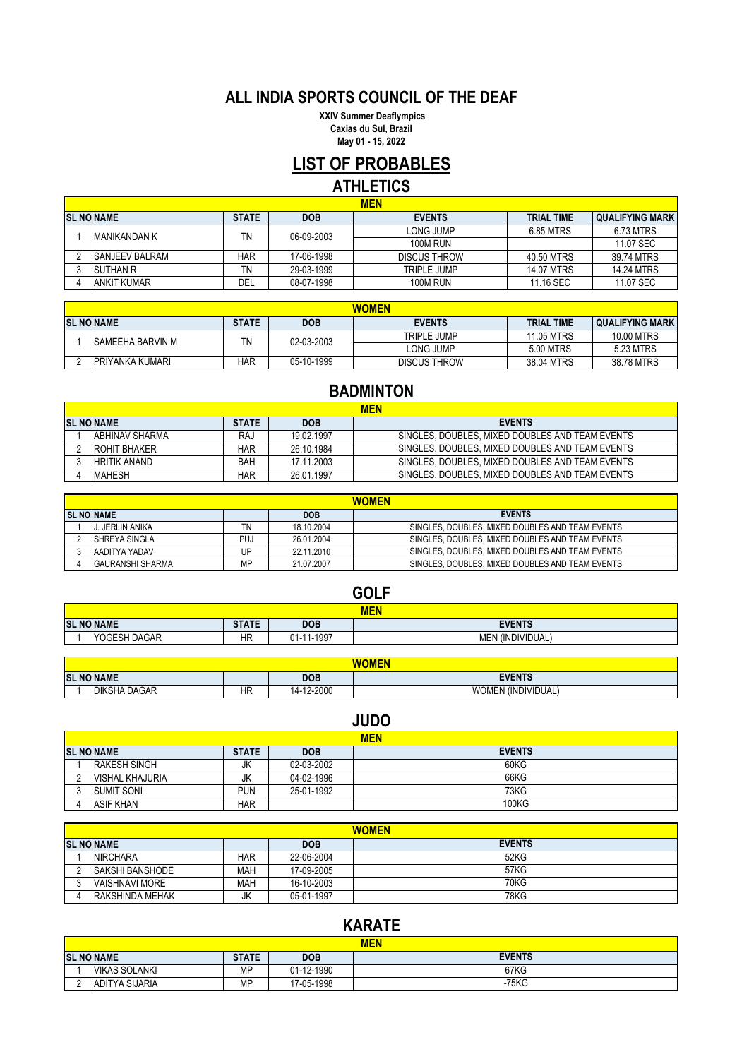# ALL INDIA SPORTS COUNCIL OF THE DEAF

**XXIV Summer Deaflympics**
**Caxias du Sul, Brazil**
**May 01 - 15, 2022**

## LIST OF PROBABLES

## ATHLETICS

| MEN | | | | | | |
|---|---|---|---|---|---|---|
| **SL NO** | **NAME** | **STATE** | **DOB** | **EVENTS** | **TRIAL TIME** | **QUALIFYING MARK** |
| 1 | MANIKANDAN K | TN | 06-09-2003 | LONG JUMP | 6.85 MTRS | 6.73 MTRS |
| | | | | 100M RUN | | 11.07 SEC |
| 2 | SANJEEV BALRAM | HAR | 17-06-1998 | DISCUS THROW | 40.50 MTRS | 39.74 MTRS |
| 3 | SUTHAN R | TN | 29-03-1999 | TRIPLE JUMP | 14.07 MTRS | 14.24 MTRS |
| 4 | ANKIT KUMAR | DEL | 08-07-1998 | 100M RUN | 11.16 SEC | 11.07 SEC |

| WOMEN | | | | | | |
|---|---|---|---|---|---|---|
| **SL NO** | **NAME** | **STATE** | **DOB** | **EVENTS** | **TRIAL TIME** | **QUALIFYING MARK** |
| 1 | SAMEEHA BARVIN M | TN | 02-03-2003 | TRIPLE JUMP | 11.05 MTRS | 10.00 MTRS |
| | | | | LONG JUMP | 5.00 MTRS | 5.23 MTRS |
| 2 | PRIYANKA KUMARI | HAR | 05-10-1999 | DISCUS THROW | 38.04 MTRS | 38.78 MTRS |

## BADMINTON

| MEN | | | | |
|---|---|---|---|---|
| **SL NO** | **NAME** | **STATE** | **DOB** | **EVENTS** |
| 1 | ABHINAV SHARMA | RAJ | 19.02.1997 | SINGLES, DOUBLES, MIXED DOUBLES AND TEAM EVENTS |
| 2 | ROHIT BHAKER | HAR | 26.10.1984 | SINGLES, DOUBLES, MIXED DOUBLES AND TEAM EVENTS |
| 3 | HRITIK ANAND | BAH | 17.11.2003 | SINGLES, DOUBLES, MIXED DOUBLES AND TEAM EVENTS |
| 4 | MAHESH | HAR | 26.01.1997 | SINGLES, DOUBLES, MIXED DOUBLES AND TEAM EVENTS |

| WOMEN | | | | |
|---|---|---|---|---|
| **SL NO** | **NAME** | | **DOB** | **EVENTS** |
| 1 | J. JERLIN ANIKA | TN | 18.10.2004 | SINGLES, DOUBLES, MIXED DOUBLES AND TEAM EVENTS |
| 2 | SHREYA SINGLA | PUJ | 26.01.2004 | SINGLES, DOUBLES, MIXED DOUBLES AND TEAM EVENTS |
| 3 | AADITYA YADAV | UP | 22.11.2010 | SINGLES, DOUBLES, MIXED DOUBLES AND TEAM EVENTS |
| 4 | GAURANSHI SHARMA | MP | 21.07.2007 | SINGLES, DOUBLES, MIXED DOUBLES AND TEAM EVENTS |

## GOLF

| MEN | | | | |
|---|---|---|---|---|
| **SL NO** | **NAME** | **STATE** | **DOB** | **EVENTS** |
| 1 | YOGESH DAGAR | HR | 01-11-1997 | MEN (INDIVIDUAL) |

| WOMEN | | | | |
|---|---|---|---|---|
| **SL NO** | **NAME** | | **DOB** | **EVENTS** |
| 1 | DIKSHA DAGAR | HR | 14-12-2000 | WOMEN (INDIVIDUAL) |

## JUDO

| MEN | | | | |
|---|---|---|---|---|
| **SL NO** | **NAME** | **STATE** | **DOB** | **EVENTS** |
| 1 | RAKESH SINGH | JK | 02-03-2002 | 60KG |
| 2 | VISHAL KHAJURIA | JK | 04-02-1996 | 66KG |
| 3 | SUMIT SONI | PUN | 25-01-1992 | 73KG |
| 4 | ASIF KHAN | HAR | | 100KG |

| WOMEN | | | | |
|---|---|---|---|---|
| **SL NO** | **NAME** | | **DOB** | **EVENTS** |
| 1 | NIRCHARA | HAR | 22-06-2004 | 52KG |
| 2 | SAKSHI BANSHODE | MAH | 17-09-2005 | 57KG |
| 3 | VAISHNAVI MORE | MAH | 16-10-2003 | 70KG |
| 4 | RAKSHINDA MEHAK | JK | 05-01-1997 | 78KG |

## KARATE

| MEN | | | | |
|---|---|---|---|---|
| **SL NO** | **NAME** | **STATE** | **DOB** | **EVENTS** |
| 1 | VIKAS SOLANKI | MP | 01-12-1990 | 67KG |
| 2 | ADITYA SIJARIA | MP | 17-05-1998 | -75KG |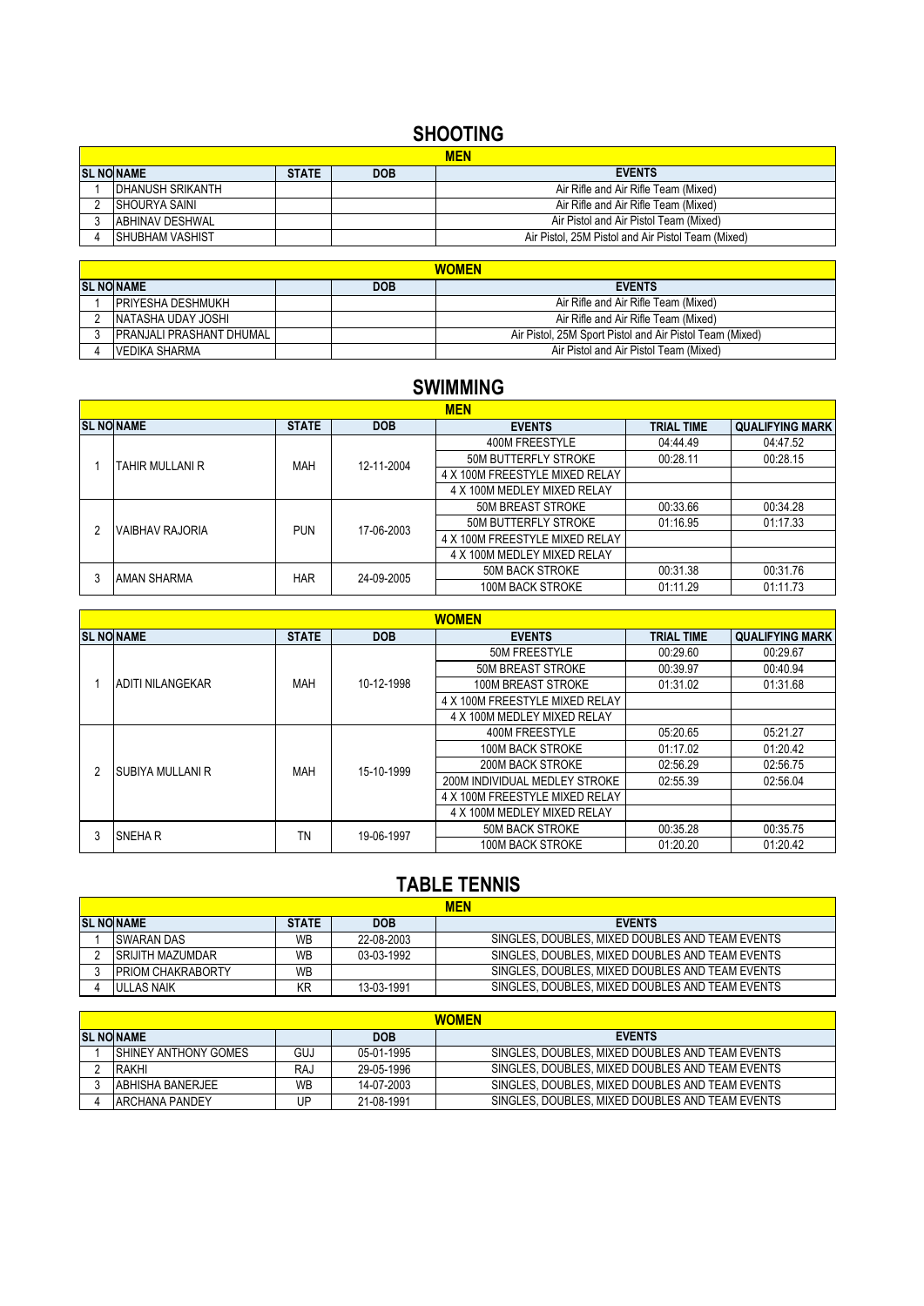## SHOOTING

| MEN | | | | |
|---|---|---|---|---|
| SL NO | NAME | STATE | DOB | EVENTS |
| 1 | DHANUSH SRIKANTH | | | Air Rifle and Air Rifle Team (Mixed) |
| 2 | SHOURYA SAINI | | | Air Rifle and Air Rifle Team (Mixed) |
| 3 | ABHINAV DESHWAL | | | Air Pistol and Air Pistol Team (Mixed) |
| 4 | SHUBHAM VASHIST | | | Air Pistol, 25M Pistol and Air Pistol Team (Mixed) |

| WOMEN | | | | |
|---|---|---|---|---|
| SL NO | NAME | | DOB | EVENTS |
| 1 | PRIYESHA DESHMUKH | | | Air Rifle and Air Rifle Team (Mixed) |
| 2 | NATASHA UDAY JOSHI | | | Air Rifle and Air Rifle Team (Mixed) |
| 3 | PRANJALI PRASHANT DHUMAL | | | Air Pistol, 25M Sport Pistol and Air Pistol Team (Mixed) |
| 4 | VEDIKA SHARMA | | | Air Pistol and Air Pistol Team (Mixed) |

## SWIMMING

| MEN | | | | | | |
|---|---|---|---|---|---|---|
| SL NO | NAME | STATE | DOB | EVENTS | TRIAL TIME | QUALIFYING MARK |
| 1 | TAHIR MULLANI R | MAH | 12-11-2004 | 400M FREESTYLE | 04:44.49 | 04:47.52 |
| | | | | 50M BUTTERFLY STROKE | 00:28.11 | 00:28.15 |
| | | | | 4 X 100M FREESTYLE MIXED RELAY | | |
| | | | | 4 X 100M MEDLEY MIXED RELAY | | |
| 2 | VAIBHAV RAJORIA | PUN | 17-06-2003 | 50M BREAST STROKE | 00:33.66 | 00:34.28 |
| | | | | 50M BUTTERFLY STROKE | 01:16.95 | 01:17.33 |
| | | | | 4 X 100M FREESTYLE MIXED RELAY | | |
| | | | | 4 X 100M MEDLEY MIXED RELAY | | |
| 3 | AMAN SHARMA | HAR | 24-09-2005 | 50M BACK STROKE | 00:31.38 | 00:31.76 |
| | | | | 100M BACK STROKE | 01:11.29 | 01:11.73 |

| WOMEN | | | | | | |
|---|---|---|---|---|---|---|
| SL NO | NAME | STATE | DOB | EVENTS | TRIAL TIME | QUALIFYING MARK |
| 1 | ADITI NILANGEKAR | MAH | 10-12-1998 | 50M FREESTYLE | 00:29.60 | 00:29.67 |
| | | | | 50M BREAST STROKE | 00:39.97 | 00:40.94 |
| | | | | 100M BREAST STROKE | 01:31.02 | 01:31.68 |
| | | | | 4 X 100M FREESTYLE MIXED RELAY | | |
| | | | | 4 X 100M MEDLEY MIXED RELAY | | |
| 2 | SUBIYA MULLANI R | MAH | 15-10-1999 | 400M FREESTYLE | 05:20.65 | 05:21.27 |
| | | | | 100M BACK STROKE | 01:17.02 | 01:20.42 |
| | | | | 200M BACK STROKE | 02:56.29 | 02:56.75 |
| | | | | 200M INDIVIDUAL MEDLEY STROKE | 02:55.39 | 02:56.04 |
| | | | | 4 X 100M FREESTYLE MIXED RELAY | | |
| | | | | 4 X 100M MEDLEY MIXED RELAY | | |
| 3 | SNEHA R | TN | 19-06-1997 | 50M BACK STROKE | 00:35.28 | 00:35.75 |
| | | | | 100M BACK STROKE | 01:20.20 | 01:20.42 |

## TABLE TENNIS

| MEN | | | | |
|---|---|---|---|---|
| SL NO | NAME | STATE | DOB | EVENTS |
| 1 | SWARAN DAS | WB | 22-08-2003 | SINGLES, DOUBLES, MIXED DOUBLES AND TEAM EVENTS |
| 2 | SRIJITH MAZUMDAR | WB | 03-03-1992 | SINGLES, DOUBLES, MIXED DOUBLES AND TEAM EVENTS |
| 3 | PRIOM CHAKRABORTY | WB | | SINGLES, DOUBLES, MIXED DOUBLES AND TEAM EVENTS |
| 4 | ULLAS NAIK | KR | 13-03-1991 | SINGLES, DOUBLES, MIXED DOUBLES AND TEAM EVENTS |

| WOMEN | | | | |
|---|---|---|---|---|
| SL NO | NAME | | DOB | EVENTS |
| 1 | SHINEY ANTHONY GOMES | GUJ | 05-01-1995 | SINGLES, DOUBLES, MIXED DOUBLES AND TEAM EVENTS |
| 2 | RAKHI | RAJ | 29-05-1996 | SINGLES, DOUBLES, MIXED DOUBLES AND TEAM EVENTS |
| 3 | ABHISHA BANERJEE | WB | 14-07-2003 | SINGLES, DOUBLES, MIXED DOUBLES AND TEAM EVENTS |
| 4 | ARCHANA PANDEY | UP | 21-08-1991 | SINGLES, DOUBLES, MIXED DOUBLES AND TEAM EVENTS |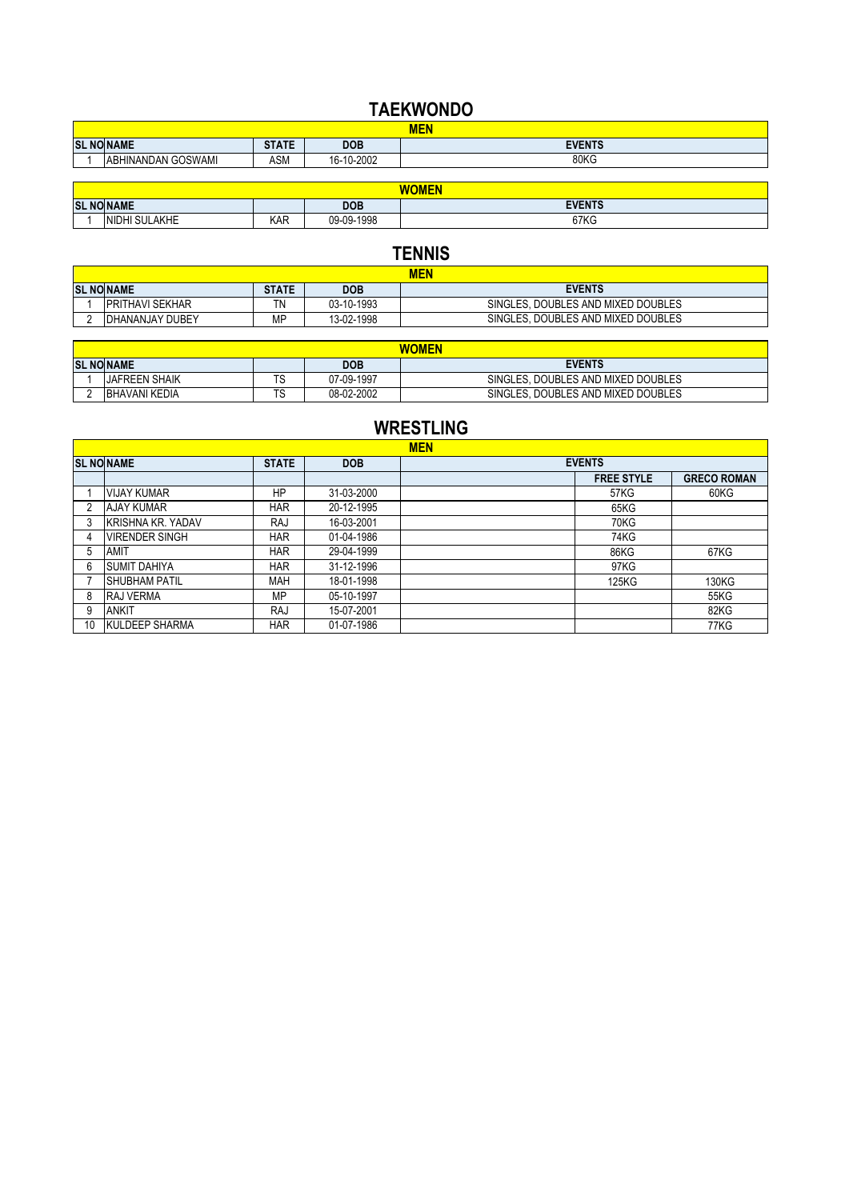# TAEKWONDO

**MEN**

| SL NO | NAME | STATE | DOB | EVENTS |
|---|---|---|---|---|
| 1 | ABHINANDAN GOSWAMI | ASM | 16-10-2002 | 80KG |

**WOMEN**

| SL NO | NAME | | DOB | EVENTS |
|---|---|---|---|---|
| 1 | NIDHI SULAKHE | KAR | 09-09-1998 | 67KG |

# TENNIS

**MEN**

| SL NO | NAME | STATE | DOB | EVENTS |
|---|---|---|---|---|
| 1 | PRITHAVI SEKHAR | TN | 03-10-1993 | SINGLES, DOUBLES AND MIXED DOUBLES |
| 2 | DHANANJAY DUBEY | MP | 13-02-1998 | SINGLES, DOUBLES AND MIXED DOUBLES |

**WOMEN**

| SL NO | NAME | | DOB | EVENTS |
|---|---|---|---|---|
| 1 | JAFREEN SHAIK | TS | 07-09-1997 | SINGLES, DOUBLES AND MIXED DOUBLES |
| 2 | BHAVANI KEDIA | TS | 08-02-2002 | SINGLES, DOUBLES AND MIXED DOUBLES |

# WRESTLING

**MEN**

| SL NO | NAME | STATE | DOB | EVENTS | | |
|---|---|---|---|---|---|---|
| | | | | | FREE STYLE | GRECO ROMAN |
| 1 | VIJAY KUMAR | HP | 31-03-2000 | | 57KG | 60KG |
| 2 | AJAY KUMAR | HAR | 20-12-1995 | | 65KG | |
| 3 | KRISHNA KR. YADAV | RAJ | 16-03-2001 | | 70KG | |
| 4 | VIRENDER SINGH | HAR | 01-04-1986 | | 74KG | |
| 5 | AMIT | HAR | 29-04-1999 | | 86KG | 67KG |
| 6 | SUMIT DAHIYA | HAR | 31-12-1996 | | 97KG | |
| 7 | SHUBHAM PATIL | MAH | 18-01-1998 | | 125KG | 130KG |
| 8 | RAJ VERMA | MP | 05-10-1997 | | | 55KG |
| 9 | ANKIT | RAJ | 15-07-2001 | | | 82KG |
| 10 | KULDEEP SHARMA | HAR | 01-07-1986 | | | 77KG |